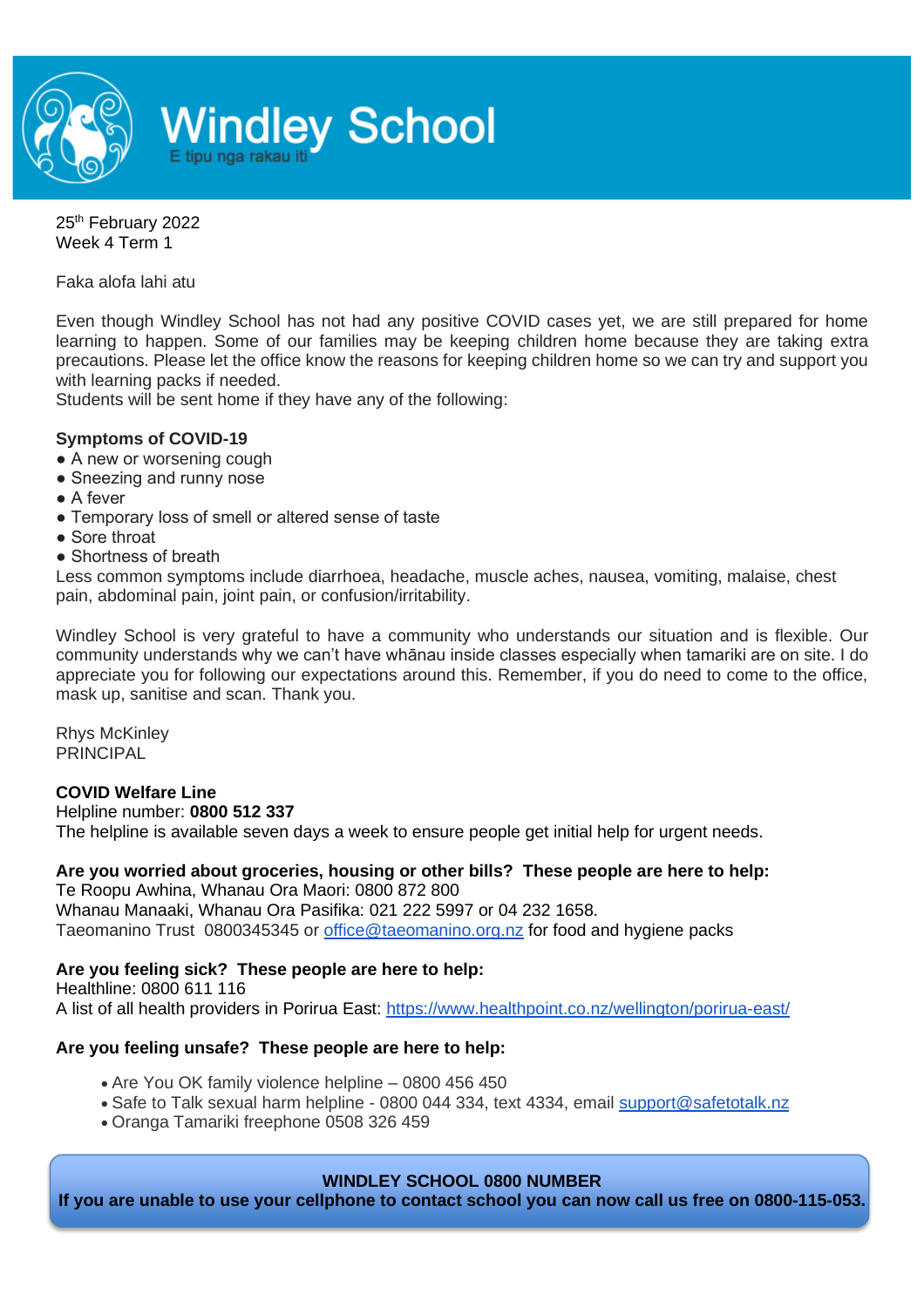# Windley School

E tipu nga rakau iti

25th February 2022
Week 4 Term 1

Faka alofa lahi atu

Even though Windley School has not had any positive COVID cases yet, we are still prepared for home learning to happen. Some of our families may be keeping children home because they are taking extra precautions. Please let the office know the reasons for keeping children home so we can try and support you with learning packs if needed.
Students will be sent home if they have any of the following:

**Symptoms of COVID-19**

- A new or worsening cough
- Sneezing and runny nose
- A fever
- Temporary loss of smell or altered sense of taste
- Sore throat
- Shortness of breath

Less common symptoms include diarrhoea, headache, muscle aches, nausea, vomiting, malaise, chest pain, abdominal pain, joint pain, or confusion/irritability.

Windley School is very grateful to have a community who understands our situation and is flexible. Our community understands why we can't have whānau inside classes especially when tamariki are on site. I do appreciate you for following our expectations around this. Remember, if you do need to come to the office, mask up, sanitise and scan. Thank you.

Rhys McKinley
PRINCIPAL

**COVID Welfare Line**
Helpline number: **0800 512 337**
The helpline is available seven days a week to ensure people get initial help for urgent needs.

**Are you worried about groceries, housing or other bills? These people are here to help:**
Te Roopu Awhina, Whanau Ora Maori: 0800 872 800
Whanau Manaaki, Whanau Ora Pasifika: 021 222 5997 or 04 232 1658.
Taeomanino Trust 0800345345 or office@taeomanino.org.nz for food and hygiene packs

**Are you feeling sick? These people are here to help:**
Healthline: 0800 611 116
A list of all health providers in Porirua East: https://www.healthpoint.co.nz/wellington/porirua-east/

**Are you feeling unsafe? These people are here to help:**

- Are You OK family violence helpline – 0800 456 450
- Safe to Talk sexual harm helpline - 0800 044 334, text 4334, email support@safetotalk.nz
- Oranga Tamariki freephone 0508 326 459

**WINDLEY SCHOOL 0800 NUMBER**
**If you are unable to use your cellphone to contact school you can now call us free on 0800-115-053.**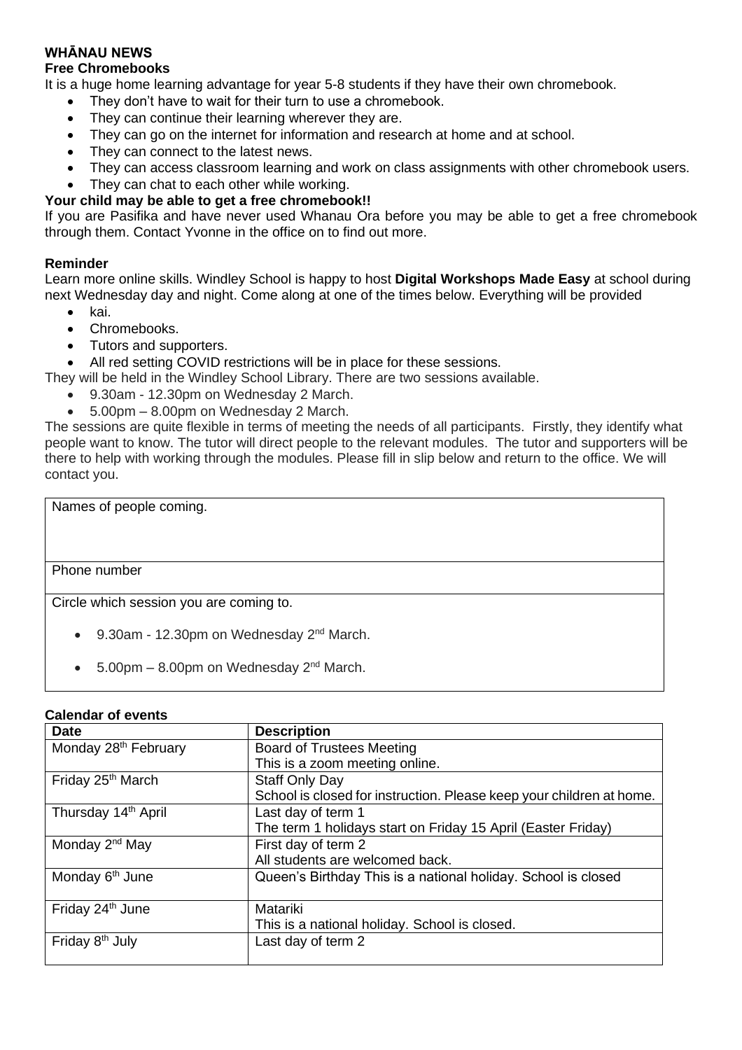**WHĀNAU NEWS**

**Free Chromebooks**

It is a huge home learning advantage for year 5-8 students if they have their own chromebook.

- They don't have to wait for their turn to use a chromebook.
- They can continue their learning wherever they are.
- They can go on the internet for information and research at home and at school.
- They can connect to the latest news.
- They can access classroom learning and work on class assignments with other chromebook users.
- They can chat to each other while working.

**Your child may be able to get a free chromebook!!**

If you are Pasifika and have never used Whanau Ora before you may be able to get a free chromebook through them. Contact Yvonne in the office on to find out more.

**Reminder**

Learn more online skills. Windley School is happy to host **Digital Workshops Made Easy** at school during next Wednesday day and night. Come along at one of the times below. Everything will be provided

- kai.
- Chromebooks.
- Tutors and supporters.
- All red setting COVID restrictions will be in place for these sessions.

They will be held in the Windley School Library. There are two sessions available.

- 9.30am - 12.30pm on Wednesday 2 March.
- 5.00pm – 8.00pm on Wednesday 2 March.

The sessions are quite flexible in terms of meeting the needs of all participants. Firstly, they identify what people want to know. The tutor will direct people to the relevant modules. The tutor and supporters will be there to help with working through the modules. Please fill in slip below and return to the office. We will contact you.

| |
|---|
| Names of people coming. |
| Phone number |
| Circle which session you are coming to.<br>• 9.30am - 12.30pm on Wednesday 2nd March.<br>• 5.00pm – 8.00pm on Wednesday 2nd March. |

**Calendar of events**

| Date | Description |
|---|---|
| Monday 28th February | Board of Trustees Meeting<br>This is a zoom meeting online. |
| Friday 25th March | Staff Only Day<br>School is closed for instruction. Please keep your children at home. |
| Thursday 14th April | Last day of term 1<br>The term 1 holidays start on Friday 15 April (Easter Friday) |
| Monday 2nd May | First day of term 2<br>All students are welcomed back. |
| Monday 6th June | Queen's Birthday This is a national holiday. School is closed |
| Friday 24th June | Matariki<br>This is a national holiday. School is closed. |
| Friday 8th July | Last day of term 2 |